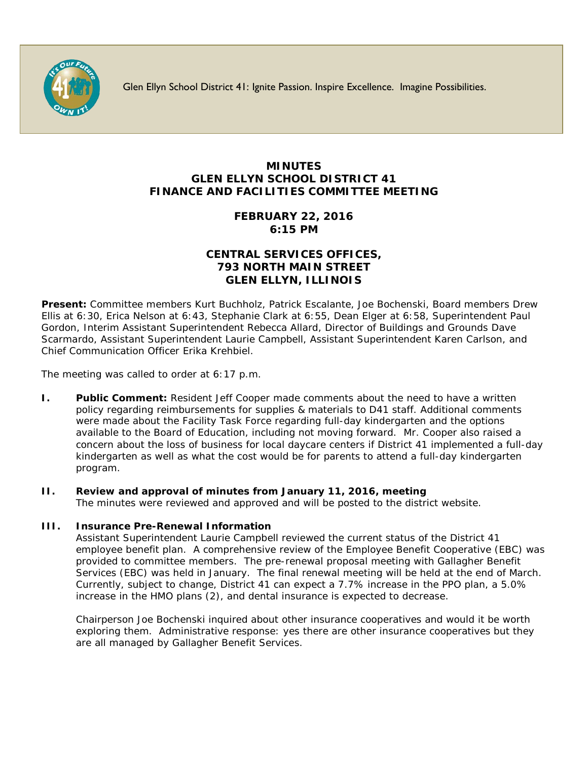Glen Ellyn School District 41: Ignite Passion. Inspire Excellence. Imagine Possibilities.

# MINUTES
# GLEN ELLYN SCHOOL DISTRICT 41
# FINANCE AND FACILITIES COMMITTEE MEETING

## FEBRUARY 22, 2016
## 6:15 PM

## CENTRAL SERVICES OFFICES,
## 793 NORTH MAIN STREET
## GLEN ELLYN, ILLINOIS

**Present:** Committee members Kurt Buchholz, Patrick Escalante, Joe Bochenski, Board members Drew Ellis at 6:30, Erica Nelson at 6:43, Stephanie Clark at 6:55, Dean Elger at 6:58, Superintendent Paul Gordon, Interim Assistant Superintendent Rebecca Allard, Director of Buildings and Grounds Dave Scarmardo, Assistant Superintendent Laurie Campbell, Assistant Superintendent Karen Carlson, and Chief Communication Officer Erika Krehbiel.

The meeting was called to order at 6:17 p.m.

**I. Public Comment:** Resident Jeff Cooper made comments about the need to have a written policy regarding reimbursements for supplies & materials to D41 staff. Additional comments were made about the Facility Task Force regarding full-day kindergarten and the options available to the Board of Education, including not moving forward. Mr. Cooper also raised a concern about the loss of business for local daycare centers if District 41 implemented a full-day kindergarten as well as what the cost would be for parents to attend a full-day kindergarten program.

**II. Review and approval of minutes from January 11, 2016, meeting**

The minutes were reviewed and approved and will be posted to the district website.

**III. Insurance Pre-Renewal Information**

Assistant Superintendent Laurie Campbell reviewed the current status of the District 41 employee benefit plan. A comprehensive review of the Employee Benefit Cooperative (EBC) was provided to committee members. The pre-renewal proposal meeting with Gallagher Benefit Services (EBC) was held in January. The final renewal meeting will be held at the end of March. Currently, subject to change, District 41 can expect a 7.7% increase in the PPO plan, a 5.0% increase in the HMO plans (2), and dental insurance is expected to decrease.

Chairperson Joe Bochenski inquired about other insurance cooperatives and would it be worth exploring them. Administrative response: yes there are other insurance cooperatives but they are all managed by Gallagher Benefit Services.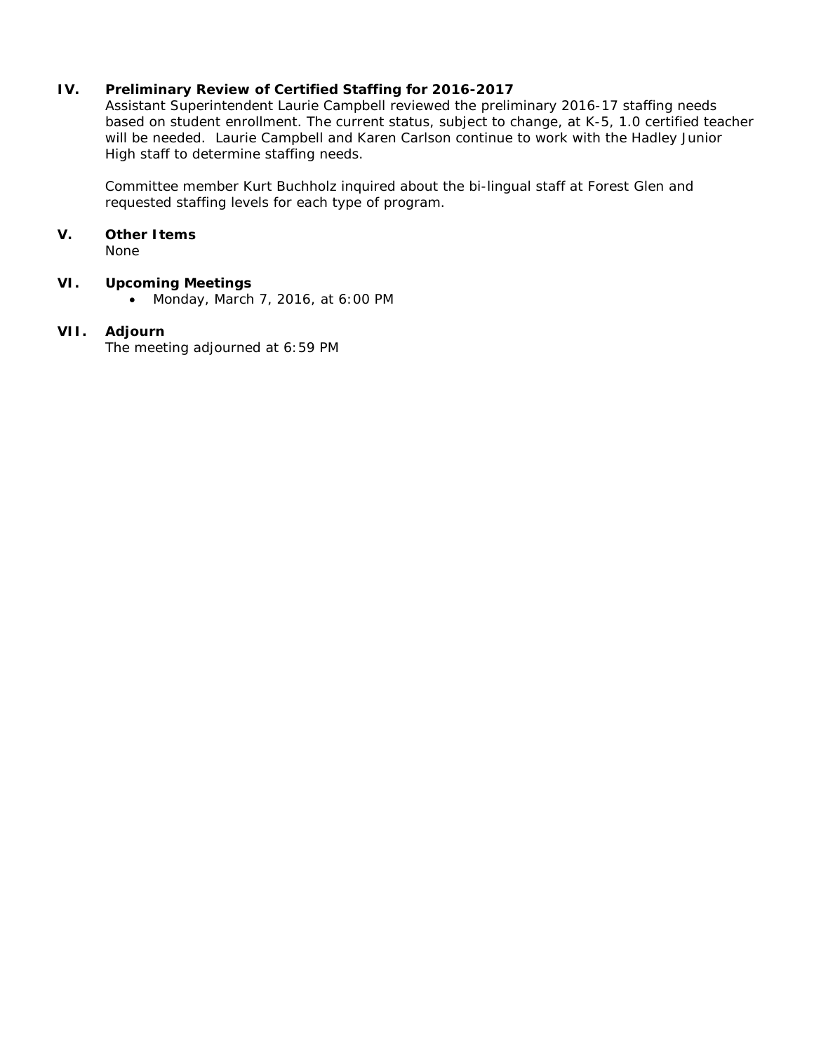## IV. Preliminary Review of Certified Staffing for 2016-2017

Assistant Superintendent Laurie Campbell reviewed the preliminary 2016-17 staffing needs based on student enrollment. The current status, subject to change, at K-5, 1.0 certified teacher will be needed. Laurie Campbell and Karen Carlson continue to work with the Hadley Junior High staff to determine staffing needs.

Committee member Kurt Buchholz inquired about the bi-lingual staff at Forest Glen and requested staffing levels for each type of program.

## V. Other Items

None

## VI. Upcoming Meetings

- Monday, March 7, 2016, at 6:00 PM

## VII. Adjourn

The meeting adjourned at 6:59 PM